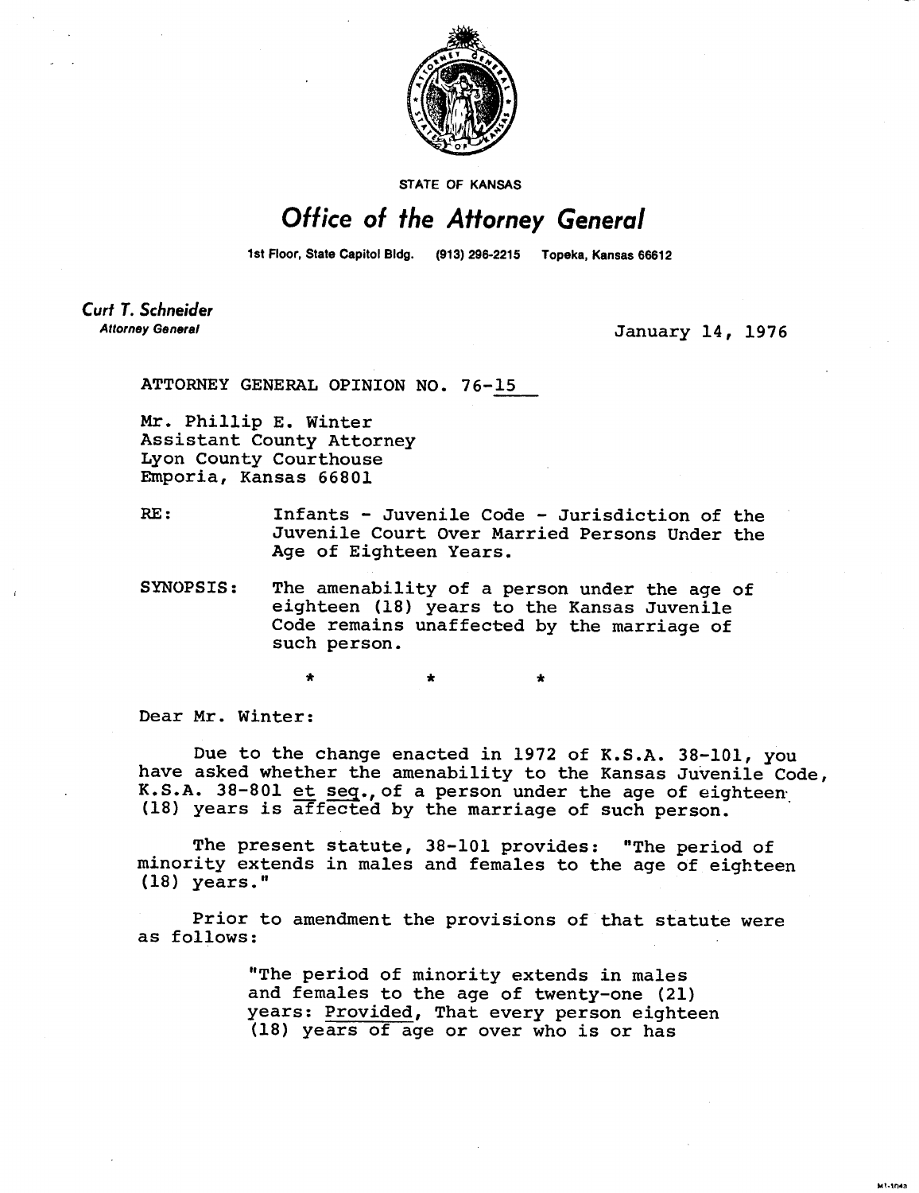STATE OF KANSAS

# Office of the Attorney General

1st Floor, State Capitol Bldg. (913) 296-2215 Topeka, Kansas 66612

**Curt T. Schneider**
*Attorney General*

January 14, 1976

ATTORNEY GENERAL OPINION NO. 76-15

Mr. Phillip E. Winter
Assistant County Attorney
Lyon County Courthouse
Emporia, Kansas 66801

RE: Infants - Juvenile Code - Jurisdiction of the Juvenile Court Over Married Persons Under the Age of Eighteen Years.

SYNOPSIS: The amenability of a person under the age of eighteen (18) years to the Kansas Juvenile Code remains unaffected by the marriage of such person.

\* \* \*

Dear Mr. Winter:

Due to the change enacted in 1972 of K.S.A. 38-101, you have asked whether the amenability to the Kansas Juvenile Code, K.S.A. 38-801 et seq., of a person under the age of eighteen (18) years is affected by the marriage of such person.

The present statute, 38-101 provides: "The period of minority extends in males and females to the age of eighteen (18) years."

Prior to amendment the provisions of that statute were as follows:

> "The period of minority extends in males and females to the age of twenty-one (21) years: Provided, That every person eighteen (18) years of age or over who is or has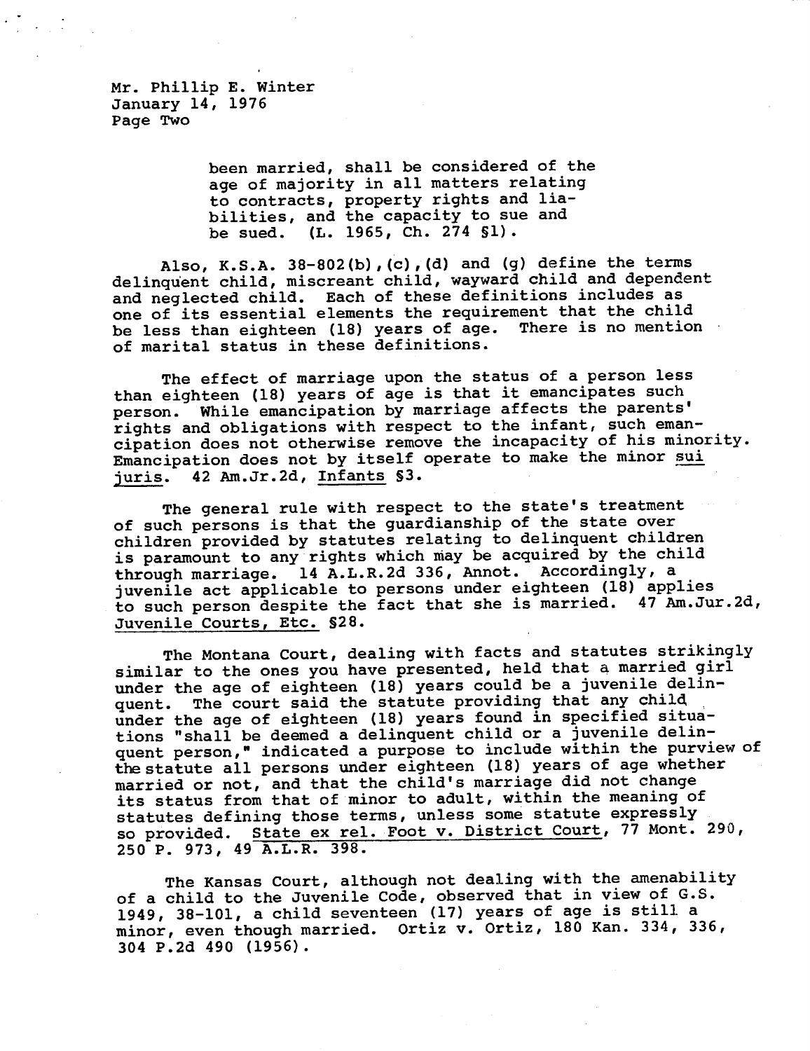been married, shall be considered of the age of majority in all matters relating to contracts, property rights and liabilities, and the capacity to sue and be sued. (L. 1965, Ch. 274 §1).

Also, K.S.A. 38-802(b),(c),(d) and (g) define the terms delinquent child, miscreant child, wayward child and dependent and neglected child. Each of these definitions includes as one of its essential elements the requirement that the child be less than eighteen (18) years of age. There is no mention of marital status in these definitions.

The effect of marriage upon the status of a person less than eighteen (18) years of age is that it emancipates such person. While emancipation by marriage affects the parents' rights and obligations with respect to the infant, such emancipation does not otherwise remove the incapacity of his minority. Emancipation does not by itself operate to make the minor <u>sui juris</u>. 42 Am.Jr.2d, <u>Infants</u> §3.

The general rule with respect to the state's treatment of such persons is that the guardianship of the state over children provided by statutes relating to delinquent children is paramount to any rights which may be acquired by the child through marriage. 14 A.L.R.2d 336, Annot. Accordingly, a juvenile act applicable to persons under eighteen (18) applies to such person despite the fact that she is married. 47 Am.Jur.2d, <u>Juvenile Courts, Etc.</u> §28.

The Montana Court, dealing with facts and statutes strikingly similar to the ones you have presented, held that a married girl under the age of eighteen (18) years could be a juvenile delinquent. The court said the statute providing that any child under the age of eighteen (18) years found in specified situations "shall be deemed a delinquent child or a juvenile delinquent person," indicated a purpose to include within the purview of the statute all persons under eighteen (18) years of age whether married or not, and that the child's marriage did not change its status from that of minor to adult, within the meaning of statutes defining those terms, unless some statute expressly so provided. <u>State ex rel. Foot v. District Court</u>, 77 Mont. 290, 250 P. 973, 49 A.L.R. 398.

The Kansas Court, although not dealing with the amenability of a child to the Juvenile Code, observed that in view of G.S. 1949, 38-101, a child seventeen (17) years of age is still a minor, even though married. Ortiz v. Ortiz, 180 Kan. 334, 336, 304 P.2d 490 (1956).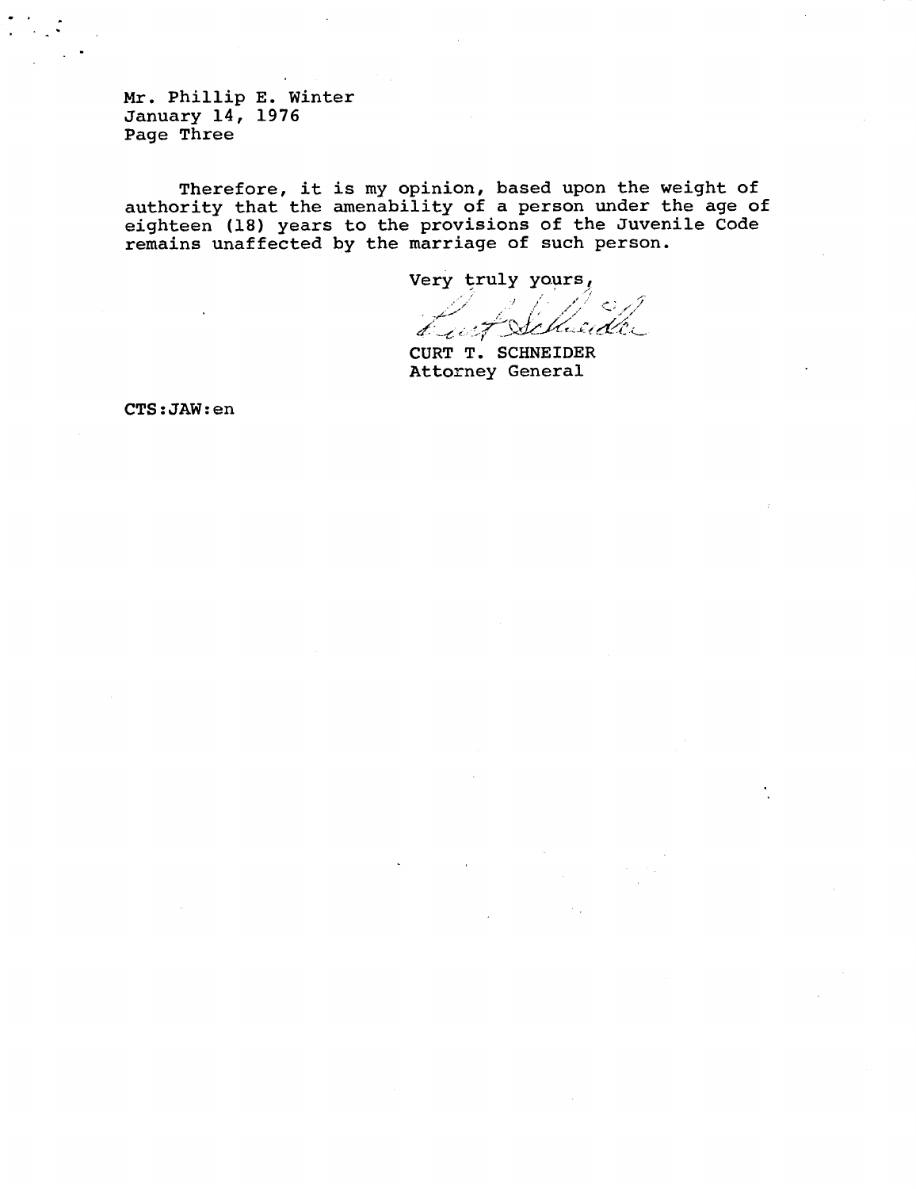Therefore, it is my opinion, based upon the weight of authority that the amenability of a person under the age of eighteen (18) years to the provisions of the Juvenile Code remains unaffected by the marriage of such person.

Very truly yours,

CURT T. SCHNEIDER
Attorney General

CTS:JAW:en